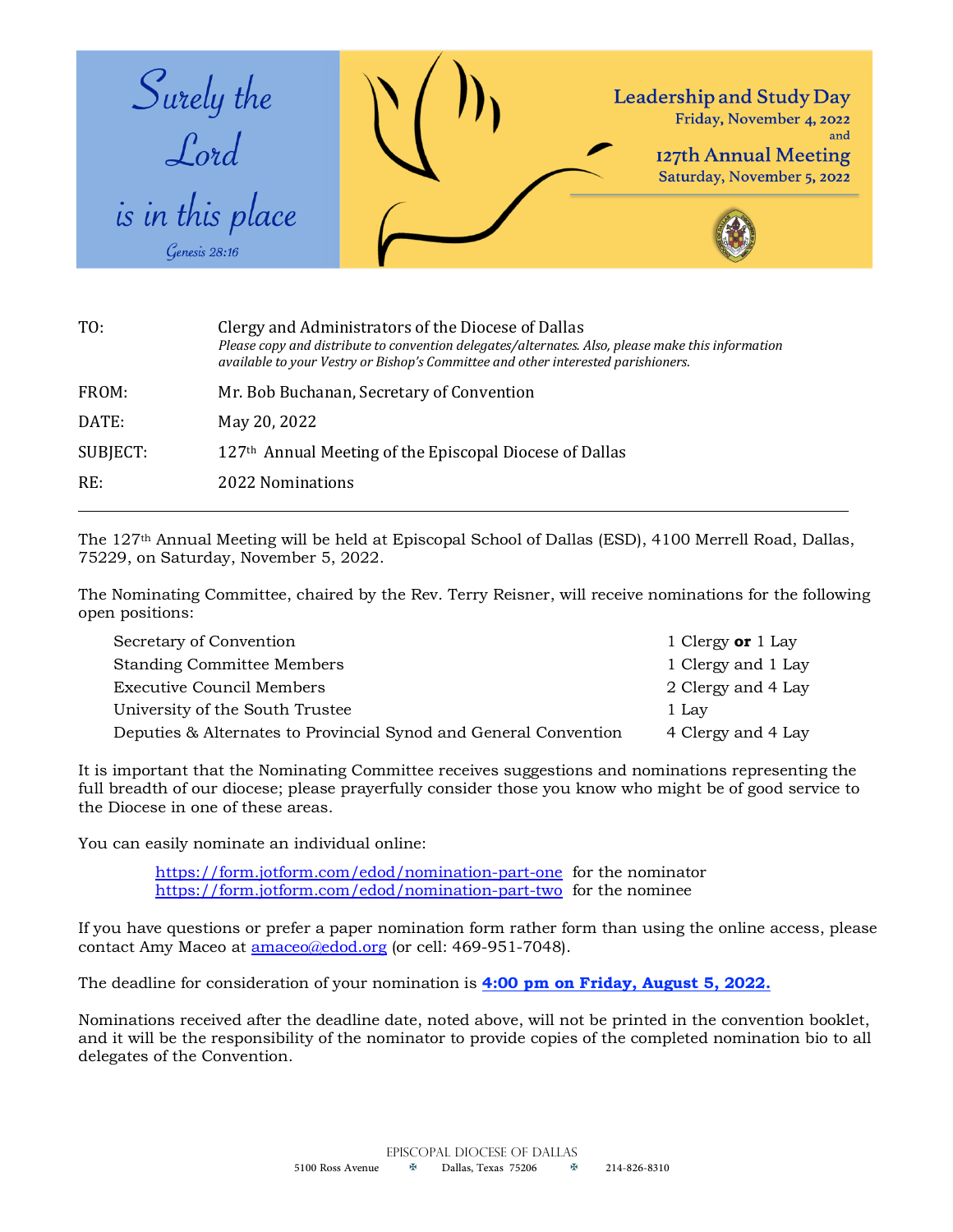Surely the Lord is in this place

*Genesis 28:16*

**Leadership and Study Day**
Friday, November 4, 2022
and
**127th Annual Meeting**
Saturday, November 5, 2022

| | |
|---|---|
| TO: | Clergy and Administrators of the Diocese of Dallas<br>*Please copy and distribute to convention delegates/alternates. Also, please make this information available to your Vestry or Bishop's Committee and other interested parishioners.* |
| FROM: | Mr. Bob Buchanan, Secretary of Convention |
| DATE: | May 20, 2022 |
| SUBJECT: | 127th Annual Meeting of the Episcopal Diocese of Dallas |
| RE: | 2022 Nominations |

---

The 127th Annual Meeting will be held at Episcopal School of Dallas (ESD), 4100 Merrell Road, Dallas, 75229, on Saturday, November 5, 2022.

The Nominating Committee, chaired by the Rev. Terry Reisner, will receive nominations for the following open positions:

| | |
|---|---|
| Secretary of Convention | 1 Clergy **or** 1 Lay |
| Standing Committee Members | 1 Clergy and 1 Lay |
| Executive Council Members | 2 Clergy and 4 Lay |
| University of the South Trustee | 1 Lay |
| Deputies & Alternates to Provincial Synod and General Convention | 4 Clergy and 4 Lay |

It is important that the Nominating Committee receives suggestions and nominations representing the full breadth of our diocese; please prayerfully consider those you know who might be of good service to the Diocese in one of these areas.

You can easily nominate an individual online:

https://form.jotform.com/edod/nomination-part-one for the nominator
https://form.jotform.com/edod/nomination-part-two for the nominee

If you have questions or prefer a paper nomination form rather form than using the online access, please contact Amy Maceo at amaceo@edod.org (or cell: 469-951-7048).

The deadline for consideration of your nomination is **4:00 pm on Friday, August 5, 2022.**

Nominations received after the deadline date, noted above, will not be printed in the convention booklet, and it will be the responsibility of the nominator to provide copies of the completed nomination bio to all delegates of the Convention.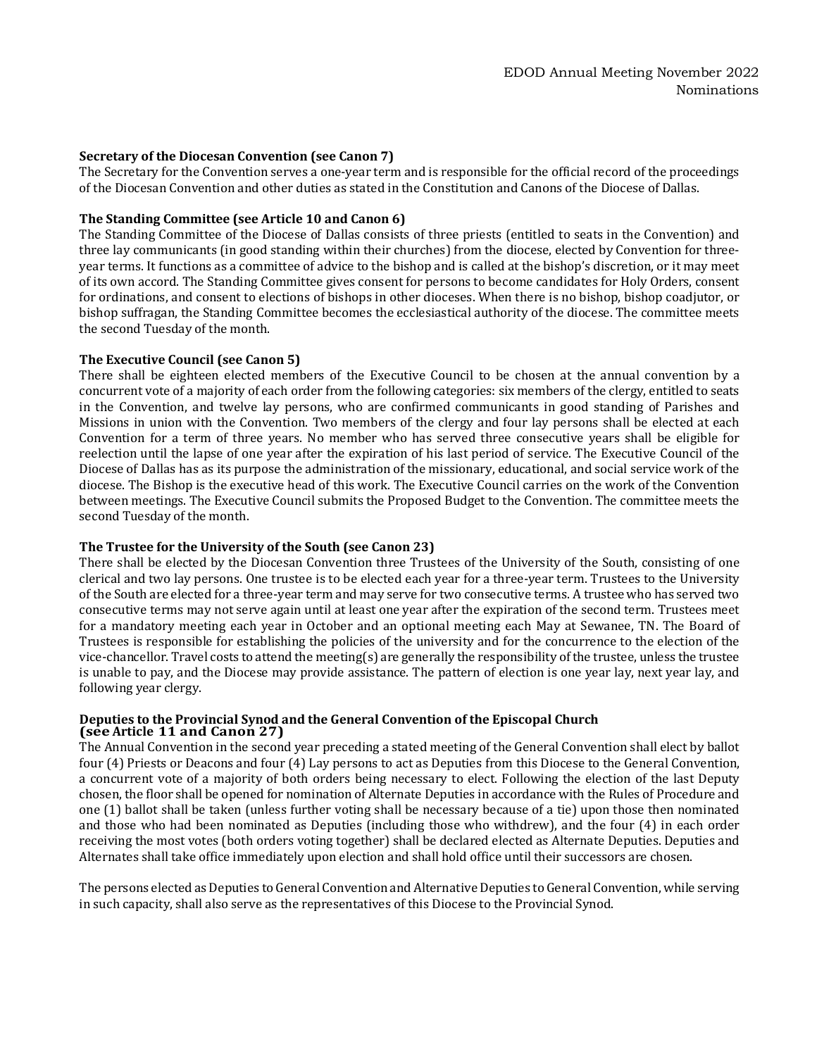### Secretary of the Diocesan Convention (see Canon 7)

The Secretary for the Convention serves a one-year term and is responsible for the official record of the proceedings of the Diocesan Convention and other duties as stated in the Constitution and Canons of the Diocese of Dallas.

### The Standing Committee (see Article 10 and Canon 6)

The Standing Committee of the Diocese of Dallas consists of three priests (entitled to seats in the Convention) and three lay communicants (in good standing within their churches) from the diocese, elected by Convention for three-year terms. It functions as a committee of advice to the bishop and is called at the bishop's discretion, or it may meet of its own accord. The Standing Committee gives consent for persons to become candidates for Holy Orders, consent for ordinations, and consent to elections of bishops in other dioceses. When there is no bishop, bishop coadjutor, or bishop suffragan, the Standing Committee becomes the ecclesiastical authority of the diocese. The committee meets the second Tuesday of the month.

### The Executive Council (see Canon 5)

There shall be eighteen elected members of the Executive Council to be chosen at the annual convention by a concurrent vote of a majority of each order from the following categories: six members of the clergy, entitled to seats in the Convention, and twelve lay persons, who are confirmed communicants in good standing of Parishes and Missions in union with the Convention. Two members of the clergy and four lay persons shall be elected at each Convention for a term of three years. No member who has served three consecutive years shall be eligible for reelection until the lapse of one year after the expiration of his last period of service. The Executive Council of the Diocese of Dallas has as its purpose the administration of the missionary, educational, and social service work of the diocese. The Bishop is the executive head of this work. The Executive Council carries on the work of the Convention between meetings. The Executive Council submits the Proposed Budget to the Convention. The committee meets the second Tuesday of the month.

### The Trustee for the University of the South (see Canon 23)

There shall be elected by the Diocesan Convention three Trustees of the University of the South, consisting of one clerical and two lay persons. One trustee is to be elected each year for a three-year term. Trustees to the University of the South are elected for a three-year term and may serve for two consecutive terms. A trustee who has served two consecutive terms may not serve again until at least one year after the expiration of the second term. Trustees meet for a mandatory meeting each year in October and an optional meeting each May at Sewanee, TN. The Board of Trustees is responsible for establishing the policies of the university and for the concurrence to the election of the vice-chancellor. Travel costs to attend the meeting(s) are generally the responsibility of the trustee, unless the trustee is unable to pay, and the Diocese may provide assistance. The pattern of election is one year lay, next year lay, and following year clergy.

### Deputies to the Provincial Synod and the General Convention of the Episcopal Church (see Article 11 and Canon 27)

The Annual Convention in the second year preceding a stated meeting of the General Convention shall elect by ballot four (4) Priests or Deacons and four (4) Lay persons to act as Deputies from this Diocese to the General Convention, a concurrent vote of a majority of both orders being necessary to elect. Following the election of the last Deputy chosen, the floor shall be opened for nomination of Alternate Deputies in accordance with the Rules of Procedure and one (1) ballot shall be taken (unless further voting shall be necessary because of a tie) upon those then nominated and those who had been nominated as Deputies (including those who withdrew), and the four (4) in each order receiving the most votes (both orders voting together) shall be declared elected as Alternate Deputies. Deputies and Alternates shall take office immediately upon election and shall hold office until their successors are chosen.

The persons elected as Deputies to General Convention and Alternative Deputies to General Convention, while serving in such capacity, shall also serve as the representatives of this Diocese to the Provincial Synod.